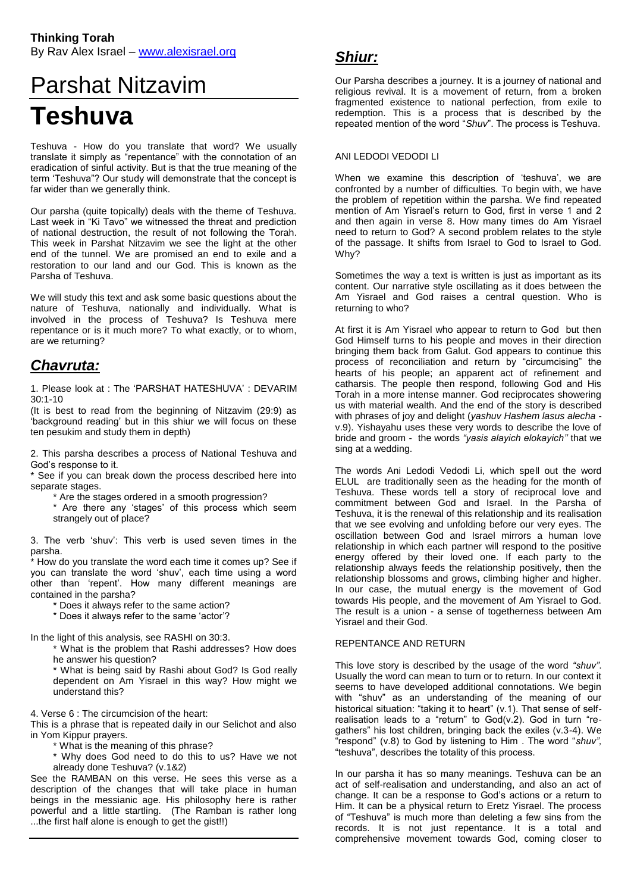**Thinking Torah**
By Rav Alex Israel – www.alexisrael.org

# Parshat Nitzavim

# Teshuva

Teshuva - How do you translate that word? We usually translate it simply as "repentance" with the connotation of an eradication of sinful activity. But is that the true meaning of the term 'Teshuva"? Our study will demonstrate that the concept is far wider than we generally think.

Our parsha (quite topically) deals with the theme of Teshuva. Last week in "Ki Tavo" we witnessed the threat and prediction of national destruction, the result of not following the Torah. This week in Parshat Nitzavim we see the light at the other end of the tunnel. We are promised an end to exile and a restoration to our land and our God. This is known as the Parsha of Teshuva.

We will study this text and ask some basic questions about the nature of Teshuva, nationally and individually. What is involved in the process of Teshuva? Is Teshuva mere repentance or is it much more? To what exactly, or to whom, are we returning?

## *Chavruta:*

1. Please look at : The 'PARSHAT HATESHUVA' : DEVARIM 30:1-10
(It is best to read from the beginning of Nitzavim (29:9) as 'background reading' but in this shiur we will focus on these ten pesukim and study them in depth)

2. This parsha describes a process of National Teshuva and God's response to it.
\* See if you can break down the process described here into separate stages.
    \* Are the stages ordered in a smooth progression?
    \* Are there any 'stages' of this process which seem strangely out of place?

3. The verb 'shuv': This verb is used seven times in the parsha.
\* How do you translate the word each time it comes up? See if you can translate the word 'shuv', each time using a word other than 'repent'. How many different meanings are contained in the parsha?
    \* Does it always refer to the same action?
    \* Does it always refer to the same 'actor'?

In the light of this analysis, see RASHI on 30:3.
    \* What is the problem that Rashi addresses? How does he answer his question?
    \* What is being said by Rashi about God? Is God really dependent on Am Yisrael in this way? How might we understand this?

4. Verse 6 : The circumcision of the heart:
This is a phrase that is repeated daily in our Selichot and also in Yom Kippur prayers.
    \* What is the meaning of this phrase?
    \* Why does God need to do this to us? Have we not already done Teshuva? (v.1&2)

See the RAMBAN on this verse. He sees this verse as a description of the changes that will take place in human beings in the messianic age. His philosophy here is rather powerful and a little startling. (The Ramban is rather long ...the first half alone is enough to get the gist!!)

## *Shiur:*

Our Parsha describes a journey. It is a journey of national and religious revival. It is a movement of return, from a broken fragmented existence to national perfection, from exile to redemption. This is a process that is described by the repeated mention of the word "*Shuv*". The process is Teshuva.

### ANI LEDODI VEDODI LI

When we examine this description of 'teshuva', we are confronted by a number of difficulties. To begin with, we have the problem of repetition within the parsha. We find repeated mention of Am Yisrael's return to God, first in verse 1 and 2 and then again in verse 8. How many times do Am Yisrael need to return to God? A second problem relates to the style of the passage. It shifts from Israel to God to Israel to God. Why?

Sometimes the way a text is written is just as important as its content. Our narrative style oscillating as it does between the Am Yisrael and God raises a central question. Who is returning to who?

At first it is Am Yisrael who appear to return to God but then God Himself turns to his people and moves in their direction bringing them back from Galut. God appears to continue this process of reconciliation and return by "circumcising" the hearts of his people; an apparent act of refinement and catharsis. The people then respond, following God and His Torah in a more intense manner. God reciprocates showering us with material wealth. And the end of the story is described with phrases of joy and delight (*yashuv Hashem lasus alecha* - v.9). Yishayahu uses these very words to describe the love of bride and groom - the words *"yasis alayich elokayich"* that we sing at a wedding.

The words Ani Ledodi Vedodi Li, which spell out the word ELUL are traditionally seen as the heading for the month of Teshuva. These words tell a story of reciprocal love and commitment between God and Israel. In the Parsha of Teshuva, it is the renewal of this relationship and its realisation that we see evolving and unfolding before our very eyes. The oscillation between God and Israel mirrors a human love relationship in which each partner will respond to the positive energy offered by their loved one. If each party to the relationship always feeds the relationship positively, then the relationship blossoms and grows, climbing higher and higher. In our case, the mutual energy is the movement of God towards His people, and the movement of Am Yisrael to God. The result is a union - a sense of togetherness between Am Yisrael and their God.

### REPENTANCE AND RETURN

This love story is described by the usage of the word *"shuv"*. Usually the word can mean to turn or to return. In our context it seems to have developed additional connotations. We begin with "shuv" as an understanding of the meaning of our historical situation: "taking it to heart" (v.1). That sense of self-realisation leads to a "return" to God(v.2). God in turn "re-gathers" his lost children, bringing back the exiles (v.3-4). We "respond" (v.8) to God by listening to Him . The word "*shuv*", "teshuva", describes the totality of this process.

In our parsha it has so many meanings. Teshuva can be an act of self-realisation and understanding, and also an act of change. It can be a response to God's actions or a return to Him. It can be a physical return to Eretz Yisrael. The process of "Teshuva" is much more than deleting a few sins from the records. It is not just repentance. It is a total and comprehensive movement towards God, coming closer to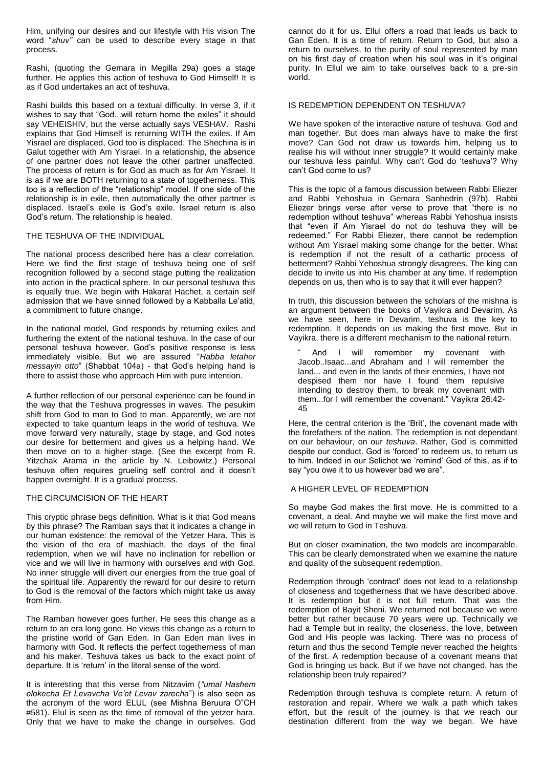Him, unifying our desires and our lifestyle with His vision The word "*shuv"* can be used to describe every stage in that process.

Rashi, (quoting the Gemara in Megilla 29a) goes a stage further. He applies this action of teshuva to God Himself! It is as if God undertakes an act of teshuva.

Rashi builds this based on a textual difficulty. In verse 3, if it wishes to say that "God...will return home the exiles" it should say VEHEISHIV, but the verse actually says VESHAV. Rashi explains that God Himself is returning WITH the exiles. If Am Yisrael are displaced, God too is displaced. The Shechina is in Galut together with Am Yisrael. In a relationship, the absence of one partner does not leave the other partner unaffected. The process of return is for God as much as for Am Yisrael. It is as if we are BOTH returning to a state of togetherness. This too is a reflection of the "relationship" model. If one side of the relationship is in exile, then automatically the other partner is displaced. Israel's exile is God's exile. Israel return is also God's return. The relationship is healed.

## THE TESHUVA OF THE INDIVIDUAL

The national process described here has a clear correlation. Here we find the first stage of teshuva being one of self recognition followed by a second stage putting the realization into action in the practical sphere. In our personal teshuva this is equally true. We begin with Hakarat Hachet, a certain self admission that we have sinned followed by a Kabballa Le'atid, a commitment to future change.

In the national model, God responds by returning exiles and furthering the extent of the national teshuva. In the case of our personal teshuva however, God's positive response is less immediately visible. But we are assured "*Habba letaher messayin otto*" (Shabbat 104a) - that God's helping hand is there to assist those who approach Him with pure intention.

A further reflection of our personal experience can be found in the way that the Teshuva progresses in waves. The pesukim shift from God to man to God to man. Apparently, we are not expected to take quantum leaps in the world of teshuva. We move forward very naturally, stage by stage, and God notes our desire for betterment and gives us a helping hand. We then move on to a higher stage. (See the excerpt from R. Yitzchak Arama in the article by N. Leibowitz.) Personal teshuva often requires grueling self control and it doesn't happen overnight. It is a gradual process.

## THE CIRCUMCISION OF THE HEART

This cryptic phrase begs definition. What is it that God means by this phrase? The Ramban says that it indicates a change in our human existence: the removal of the Yetzer Hara. This is the vision of the era of mashiach, the days of the final redemption, when we will have no inclination for rebellion or vice and we will live in harmony with ourselves and with God. No inner struggle will divert our energies from the true goal of the spiritual life. Apparently the reward for our desire to return to God is the removal of the factors which might take us away from Him.

The Ramban however goes further. He sees this change as a return to an era long gone. He views this change as a return to the pristine world of Gan Eden. In Gan Eden man lives in harmony with God. It reflects the perfect togetherness of man and his maker. Teshuva takes us back to the exact point of departure. It is 'return' in the literal sense of the word.

It is interesting that this verse from Nitzavim (*"umal Hashem elokecha Et Levavcha Ve'et Levav zarecha*") is also seen as the acronym of the word ELUL (see Mishna Beruura O"CH #581). Elul is seen as the time of removal of the yetzer hara. Only that we have to make the change in ourselves. God cannot do it for us. Ellul offers a road that leads us back to Gan Eden. It is a time of return. Return to God, but also a return to ourselves, to the purity of soul represented by man on his first day of creation when his soul was in it's original purity. In Ellul we aim to take ourselves back to a pre-sin world.

## IS REDEMPTION DEPENDENT ON TESHUVA?

We have spoken of the interactive nature of teshuva. God and man together. But does man always have to make the first move? Can God not draw us towards him, helping us to realise his will without inner struggle? It would certainly make our teshuva less painful. Why can't God do 'teshuva'? Why can't God come to us?

This is the topic of a famous discussion between Rabbi Eliezer and Rabbi Yehoshua in Gemara Sanhedrin (97b). Rabbi Eliezer brings verse after verse to prove that "there is no redemption without teshuva" whereas Rabbi Yehoshua insists that "even if Am Yisrael do not do teshuva they will be redeemed." For Rabbi Eliezer, there cannot be redemption without Am Yisrael making some change for the better. What is redemption if not the result of a cathartic process of betterment? Rabbi Yehoshua strongly disagrees. The king can decide to invite us into His chamber at any time. If redemption depends on us, then who is to say that it will ever happen?

In truth, this discussion between the scholars of the mishna is an argument between the books of Vayikra and Devarim. As we have seen, here in Devarim, teshuva is the key to redemption. It depends on us making the first move. But in Vayikra, there is a different mechanism to the national return.

> " And I will remember my covenant with Jacob..Isaac...and Abraham and I will remember the land... and even in the lands of their enemies, I have not despised them nor have I found them repulsive intending to destroy them, to break my covenant with them...for I will remember the covenant." Vayikra 26:42-45

Here, the central criterion is the 'Brit', the covenant made with the forefathers of the nation. The redemption is not dependant on our behaviour, on our *teshuva*. Rather, God is committed despite our conduct. God is 'forced' to redeem us, to return us to him. Indeed in our Selichot we 'remind' God of this, as if to say "you owe it to us however bad we are".

## A HIGHER LEVEL OF REDEMPTION

So maybe God makes the first move. He is committed to a covenant, a deal. And maybe we will make the first move and we will return to God in Teshuva.

But on closer examination, the two models are incomparable. This can be clearly demonstrated when we examine the nature and quality of the subsequent redemption.

Redemption through 'contract' does not lead to a relationship of closeness and togetherness that we have described above. It is redemption but it is not full return. That was the redemption of Bayit Sheni. We returned not because we were better but rather because 70 years were up. Technically we had a Temple but in reality, the closeness, the love, between God and His people was lacking. There was no process of return and thus the second Temple never reached the heights of the first. A redemption because of a covenant means that God is bringing us back. But if we have not changed, has the relationship been truly repaired?

Redemption through teshuva is complete return. A return of restoration and repair. Where we walk a path which takes effort, but the result of the journey is that we reach our destination different from the way we began. We have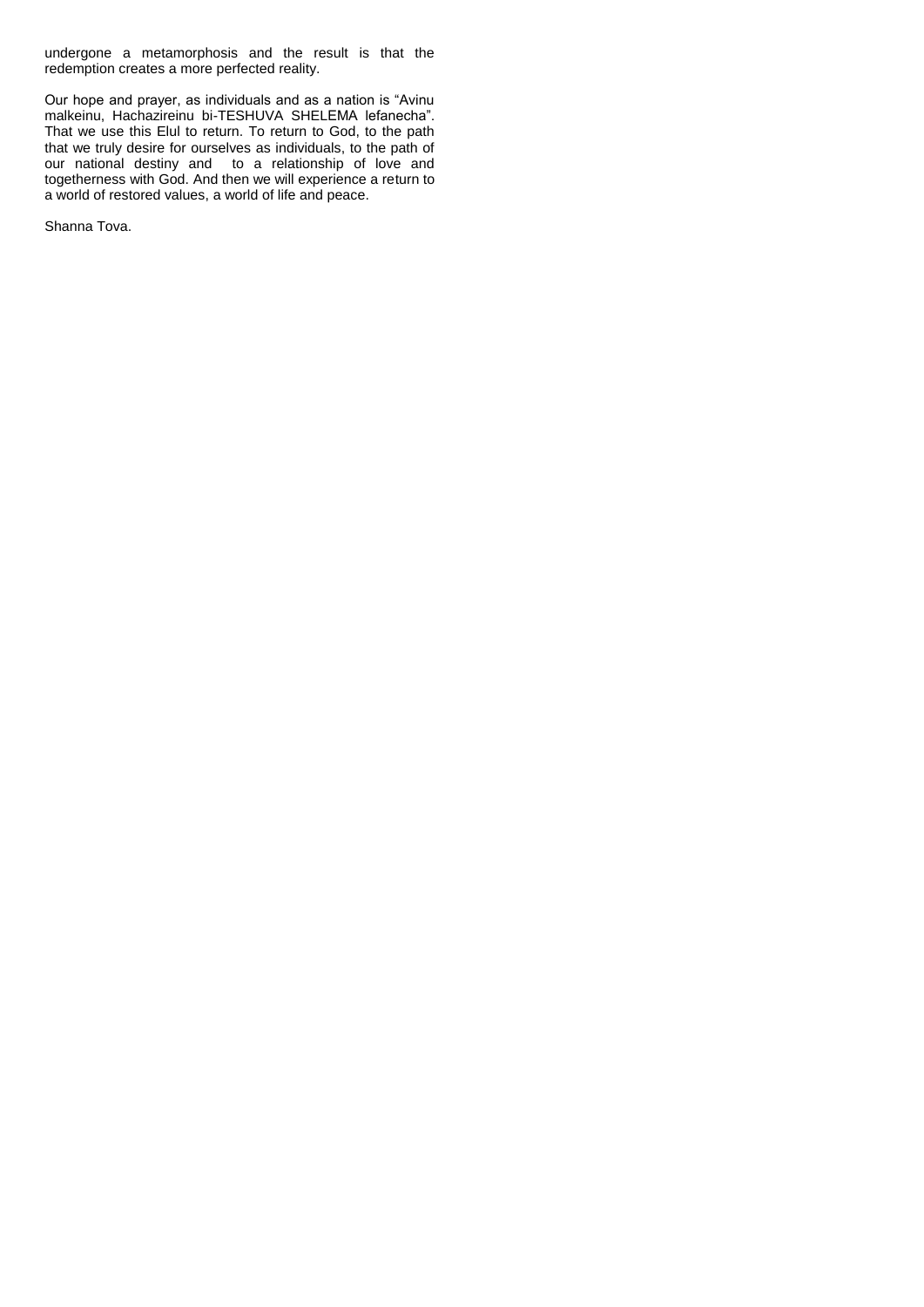undergone a metamorphosis and the result is that the redemption creates a more perfected reality.

Our hope and prayer, as individuals and as a nation is "Avinu malkeinu, Hachazireinu bi-TESHUVA SHELEMA lefanecha". That we use this Elul to return. To return to God, to the path that we truly desire for ourselves as individuals, to the path of our national destiny and to a relationship of love and togetherness with God. And then we will experience a return to a world of restored values, a world of life and peace.

Shanna Tova.